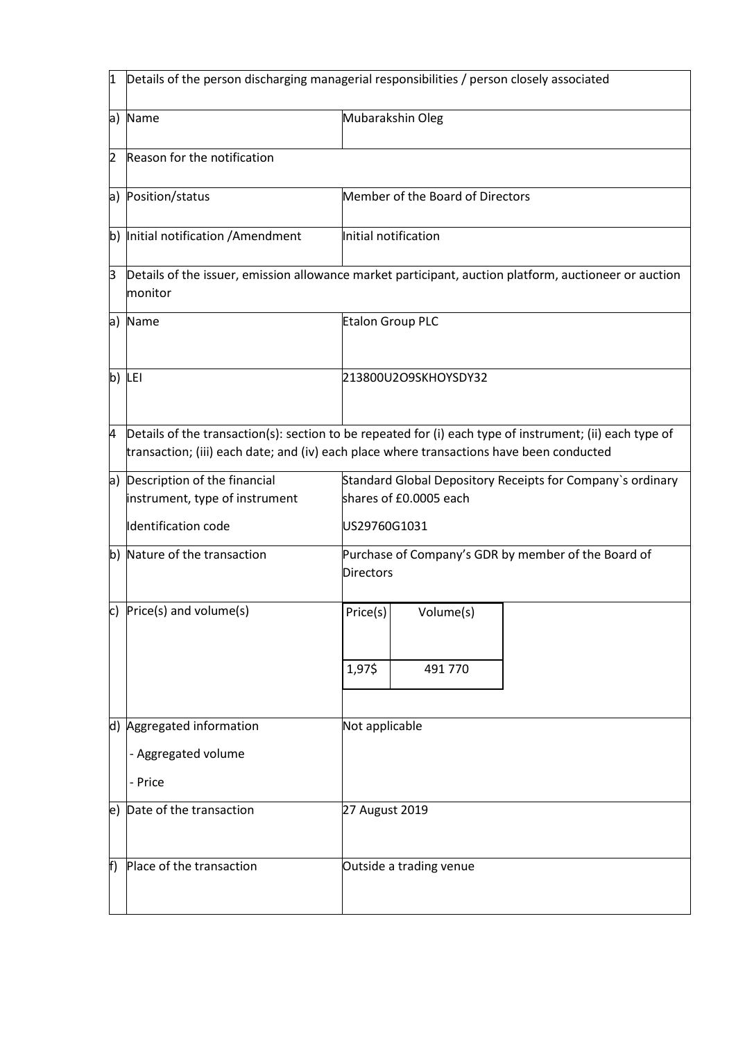| 1 | Details of the person discharging managerial responsibilities / person closely associated | |
|---|---|---|
| a) | Name | Mubarakshin Oleg |
| 2 | Reason for the notification | |
| a) | Position/status | Member of the Board of Directors |
| b) | Initial notification /Amendment | Initial notification |
| 3 | Details of the issuer, emission allowance market participant, auction platform, auctioneer or auction monitor | |
| a) | Name | Etalon Group PLC |
| b) | LEI | 213800U2O9SKHOYSDY32 |
| 4 | Details of the transaction(s): section to be repeated for (i) each type of instrument; (ii) each type of transaction; (iii) each date; and (iv) each place where transactions have been conducted | |
| a) | Description of the financial instrument, type of instrument<br><br>Identification code | Standard Global Depository Receipts for Company`s ordinary shares of £0.0005 each<br><br>US29760G1031 |
| b) | Nature of the transaction | Purchase of Company's GDR by member of the Board of Directors |
| c) | Price(s) and volume(s) | Price(s): 1,97$<br>Volume(s): 491 770 |
| d) | Aggregated information<br>- Aggregated volume<br>- Price | Not applicable |
| e) | Date of the transaction | 27 August 2019 |
| f) | Place of the transaction | Outside a trading venue |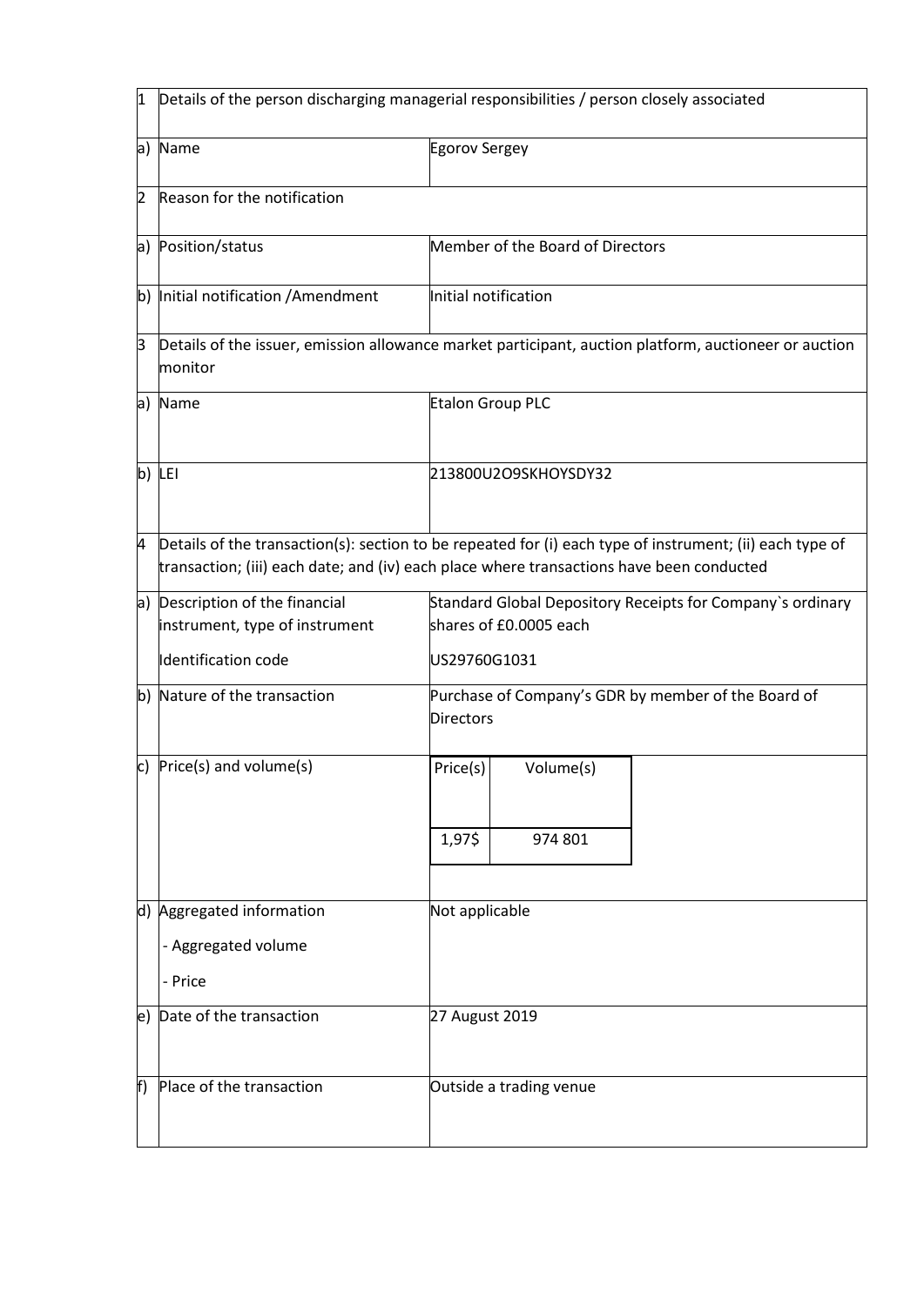| | | |
|---|---|---|
| 1 | Details of the person discharging managerial responsibilities / person closely associated | |
| a) | Name | Egorov Sergey |
| 2 | Reason for the notification | |
| a) | Position/status | Member of the Board of Directors |
| b) | Initial notification /Amendment | Initial notification |
| 3 | Details of the issuer, emission allowance market participant, auction platform, auctioneer or auction monitor | |
| a) | Name | Etalon Group PLC |
| b) | LEI | 213800U2O9SKHOYSDY32 |
| 4 | Details of the transaction(s): section to be repeated for (i) each type of instrument; (ii) each type of transaction; (iii) each date; and (iv) each place where transactions have been conducted | |
| a) | Description of the financial instrument, type of instrument<br><br>Identification code | Standard Global Depository Receipts for Company`s ordinary shares of £0.0005 each<br><br>US29760G1031 |
| b) | Nature of the transaction | Purchase of Company's GDR by member of the Board of Directors |
| c) | Price(s) and volume(s) | Price(s): 1,97$ / Volume(s): 974 801 |
| d) | Aggregated information<br>- Aggregated volume<br>- Price | Not applicable |
| e) | Date of the transaction | 27 August 2019 |
| f) | Place of the transaction | Outside a trading venue |